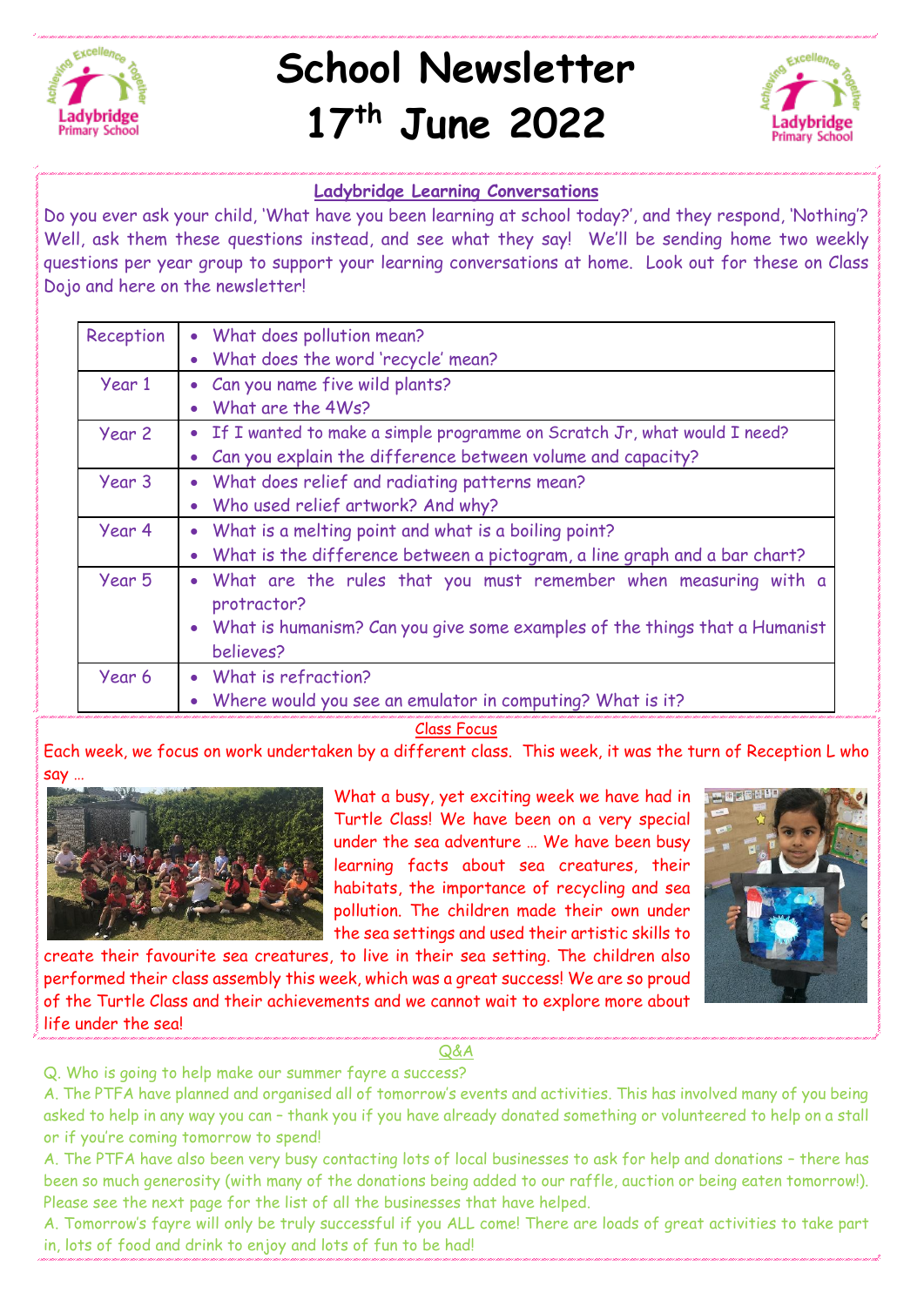# School Newsletter 17th June 2022

## Ladybridge Learning Conversations

Do you ever ask your child, 'What have you been learning at school today?', and they respond, 'Nothing'? Well, ask them these questions instead, and see what they say! We'll be sending home two weekly questions per year group to support your learning conversations at home. Look out for these on Class Dojo and here on the newsletter!

| | |
|---|---|
| Reception | • What does pollution mean?<br>• What does the word 'recycle' mean? |
| Year 1 | • Can you name five wild plants?<br>• What are the 4Ws? |
| Year 2 | • If I wanted to make a simple programme on Scratch Jr, what would I need?<br>• Can you explain the difference between volume and capacity? |
| Year 3 | • What does relief and radiating patterns mean?<br>• Who used relief artwork? And why? |
| Year 4 | • What is a melting point and what is a boiling point?<br>• What is the difference between a pictogram, a line graph and a bar chart? |
| Year 5 | • What are the rules that you must remember when measuring with a protractor?<br>• What is humanism? Can you give some examples of the things that a Humanist believes? |
| Year 6 | • What is refraction?<br>• Where would you see an emulator in computing? What is it? |

## Class Focus

Each week, we focus on work undertaken by a different class. This week, it was the turn of Reception L who say …

What a busy, yet exciting week we have had in Turtle Class! We have been on a very special under the sea adventure … We have been busy learning facts about sea creatures, their habitats, the importance of recycling and sea pollution. The children made their own under the sea settings and used their artistic skills to create their favourite sea creatures, to live in their sea setting. The children also performed their class assembly this week, which was a great success! We are so proud of the Turtle Class and their achievements and we cannot wait to explore more about life under the sea!

## Q&A

Q. Who is going to help make our summer fayre a success?

A. The PTFA have planned and organised all of tomorrow's events and activities. This has involved many of you being asked to help in any way you can – thank you if you have already donated something or volunteered to help on a stall or if you're coming tomorrow to spend!

A. The PTFA have also been very busy contacting lots of local businesses to ask for help and donations – there has been so much generosity (with many of the donations being added to our raffle, auction or being eaten tomorrow!). Please see the next page for the list of all the businesses that have helped.

A. Tomorrow's fayre will only be truly successful if you ALL come! There are loads of great activities to take part in, lots of food and drink to enjoy and lots of fun to be had!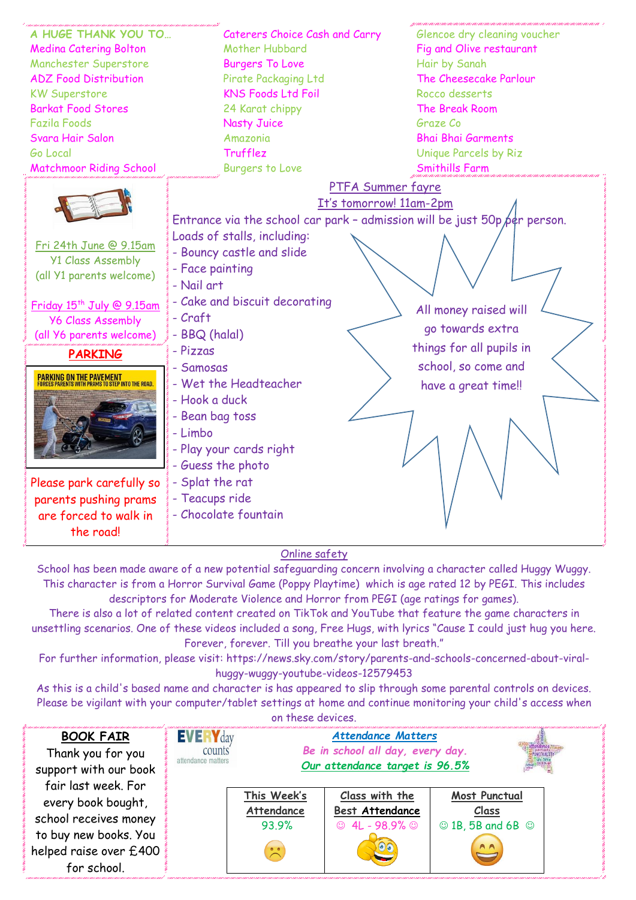A HUGE THANK YOU TO…

Medina Catering Bolton
Manchester Superstore
ADZ Food Distribution
KW Superstore
Barkat Food Stores
Fazila Foods
Svara Hair Salon
Go Local
Matchmoor Riding School
Caterers Choice Cash and Carry
Mother Hubbard
Burgers To Love
Pirate Packaging Ltd
KNS Foods Ltd Foil
24 Karat chippy
Nasty Juice
Amazonia
Trufflez
Burgers to Love
Glencoe dry cleaning voucher
Fig and Olive restaurant
Hair by Sanah
The Cheesecake Parlour
Rocco desserts
The Break Room
Graze Co
Bhai Bhai Garments
Unique Parcels by Riz
Smithills Farm

Fri 24th June @ 9.15am
Y1 Class Assembly
(all Y1 parents welcome)

Friday 15th July @ 9.15am
Y6 Class Assembly
(all Y6 parents welcome)

## PARKING

PARKING ON THE PAVEMENT
FORCES PARENTS WITH PRAMS TO STEP INTO THE ROAD.

Please park carefully so parents pushing prams are forced to walk in the road!

## PTFA Summer fayre

It's tomorrow! 11am-2pm

Entrance via the school car park – admission will be just 50p per person.

Loads of stalls, including:

- Bouncy castle and slide
- Face painting
- Nail art
- Cake and biscuit decorating
- Craft
- BBQ (halal)
- Pizzas
- Samosas
- Wet the Headteacher
- Hook a duck
- Bean bag toss
- Limbo
- Play your cards right
- Guess the photo
- Splat the rat
- Teacups ride
- Chocolate fountain

All money raised will go towards extra things for all pupils in school, so come and have a great time!!

## Online safety

School has been made aware of a new potential safeguarding concern involving a character called Huggy Wuggy. This character is from a Horror Survival Game (Poppy Playtime) which is age rated 12 by PEGI. This includes descriptors for Moderate Violence and Horror from PEGI (age ratings for games).

There is also a lot of related content created on TikTok and YouTube that feature the game characters in unsettling scenarios. One of these videos included a song, Free Hugs, with lyrics "Cause I could just hug you here. Forever, forever. Till you breathe your last breath."

For further information, please visit: https://news.sky.com/story/parents-and-schools-concerned-about-viral-huggy-wuggy-youtube-videos-12579453

As this is a child's based name and character is has appeared to slip through some parental controls on devices. Please be vigilant with your computer/tablet settings at home and continue monitoring your child's access when on these devices.

## BOOK FAIR

Thank you for you support with our book fair last week. For every book bought, school receives money to buy new books. You helped raise over £400 for school.

EVERYday counts
attendance matters

## Attendance Matters

*Be in school all day, every day.*

*Our attendance target is 96.5%*

| This Week's Attendance | Class with the Best Attendance | Most Punctual Class |
| --- | --- | --- |
| 93.9% ☹ | ☺ 4L - 98.9% ☺ | ☺ 1B, 5B and 6B ☺ |